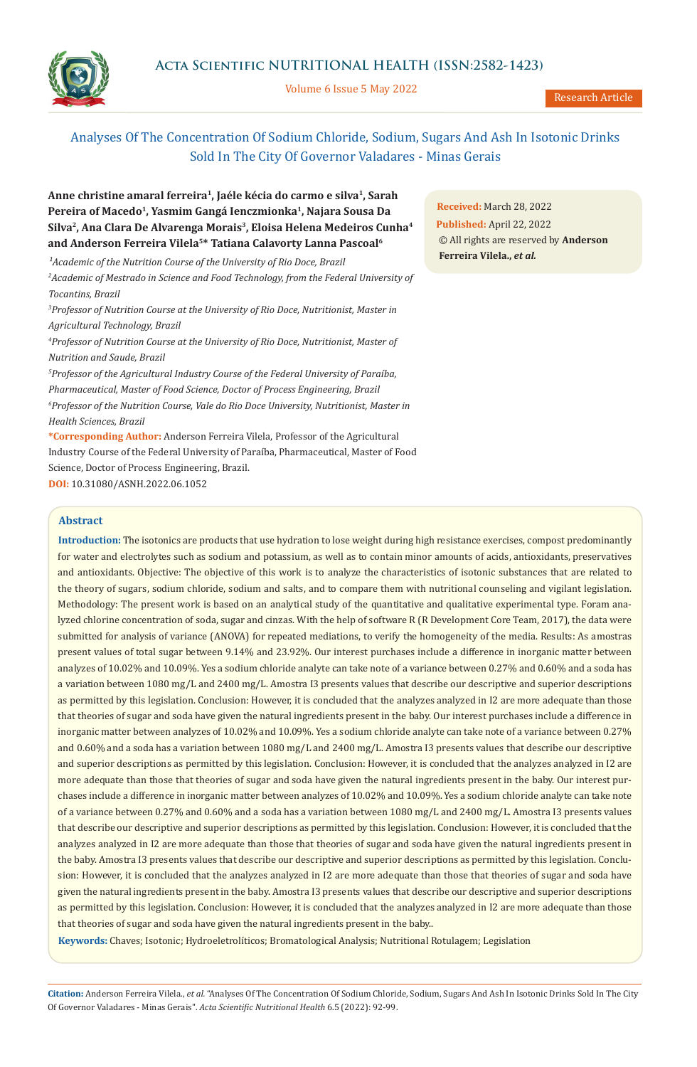Research Article

# Analyses Of The Concentration Of Sodium Chloride, Sodium, Sugars And Ash In Isotonic Drinks Sold In The City Of Governor Valadares - Minas Gerais

**Anne christine amaral ferreira[1], Jaéle kécia do carmo e silva[1], Sarah Pereira of Macedo[1], Yasmim Gangá Ienczmionka[1], Najara Sousa Da Silva[2], Ana Clara De Alvarenga Morais[3], Eloisa Helena Medeiros Cunha[4] and Anderson Ferreira Vilela[5]* Tatiana Calavorty Lanna Pascoal[6]**

*[1]Academic of the Nutrition Course of the University of Rio Doce, Brazil*

*[2]Academic of Mestrado in Science and Food Technology, from the Federal University of Tocantins, Brazil*

*[3]Professor of Nutrition Course at the University of Rio Doce, Nutritionist, Master in Agricultural Technology, Brazil*

*[4]Professor of Nutrition Course at the University of Rio Doce, Nutritionist, Master of Nutrition and Saude, Brazil*

*[5]Professor of the Agricultural Industry Course of the Federal University of Paraíba, Pharmaceutical, Master of Food Science, Doctor of Process Engineering, Brazil*

*[6]Professor of the Nutrition Course, Vale do Rio Doce University, Nutritionist, Master in Health Sciences, Brazil*

***Corresponding Author:** Anderson Ferreira Vilela, Professor of the Agricultural Industry Course of the Federal University of Paraíba, Pharmaceutical, Master of Food Science, Doctor of Process Engineering, Brazil.

**DOI:** 10.31080/ASNH.2022.06.1052

**Received:** March 28, 2022

**Published:** April 22, 2022

© All rights are reserved by **Anderson Ferreira Vilela.,** ***et al.***

## Abstract

**Introduction:** The isotonics are products that use hydration to lose weight during high resistance exercises, compost predominantly for water and electrolytes such as sodium and potassium, as well as to contain minor amounts of acids, antioxidants, preservatives and antioxidants. Objective: The objective of this work is to analyze the characteristics of isotonic substances that are related to the theory of sugars, sodium chloride, sodium and salts, and to compare them with nutritional counseling and vigilant legislation. Methodology: The present work is based on an analytical study of the quantitative and qualitative experimental type. Foram analyzed chlorine concentration of soda, sugar and cinzas. With the help of software R (R Development Core Team, 2017), the data were submitted for analysis of variance (ANOVA) for repeated mediations, to verify the homogeneity of the media. Results: As amostras present values of total sugar between 9.14% and 23.92%. Our interest purchases include a difference in inorganic matter between analyzes of 10.02% and 10.09%. Yes a sodium chloride analyte can take note of a variance between 0.27% and 0.60% and a soda has a variation between 1080 mg/L and 2400 mg/L. Amostra I3 presents values that describe our descriptive and superior descriptions as permitted by this legislation. Conclusion: However, it is concluded that the analyzes analyzed in I2 are more adequate than those that theories of sugar and soda have given the natural ingredients present in the baby. Our interest purchases include a difference in inorganic matter between analyzes of 10.02% and 10.09%. Yes a sodium chloride analyte can take note of a variance between 0.27% and 0.60% and a soda has a variation between 1080 mg/L and 2400 mg/L. Amostra I3 presents values that describe our descriptive and superior descriptions as permitted by this legislation. Conclusion: However, it is concluded that the analyzes analyzed in I2 are more adequate than those that theories of sugar and soda have given the natural ingredients present in the baby. Our interest purchases include a difference in inorganic matter between analyzes of 10.02% and 10.09%. Yes a sodium chloride analyte can take note of a variance between 0.27% and 0.60% and a soda has a variation between 1080 mg/L and 2400 mg/L. Amostra I3 presents values that describe our descriptive and superior descriptions as permitted by this legislation. Conclusion: However, it is concluded that the analyzes analyzed in I2 are more adequate than those that theories of sugar and soda have given the natural ingredients present in the baby. Amostra I3 presents values that describe our descriptive and superior descriptions as permitted by this legislation. Conclusion: However, it is concluded that the analyzes analyzed in I2 are more adequate than those that theories of sugar and soda have given the natural ingredients present in the baby. Amostra I3 presents values that describe our descriptive and superior descriptions as permitted by this legislation. Conclusion: However, it is concluded that the analyzes analyzed in I2 are more adequate than those that theories of sugar and soda have given the natural ingredients present in the baby..

**Keywords:** Chaves; Isotonic; Hydroeletrolíticos; Bromatological Analysis; Nutritional Rotulagem; Legislation

**Citation:** Anderson Ferreira Vilela., *et al.* "Analyses Of The Concentration Of Sodium Chloride, Sodium, Sugars And Ash In Isotonic Drinks Sold In The City Of Governor Valadares - Minas Gerais". *Acta Scientific Nutritional Health* 6.5 (2022): 92-99.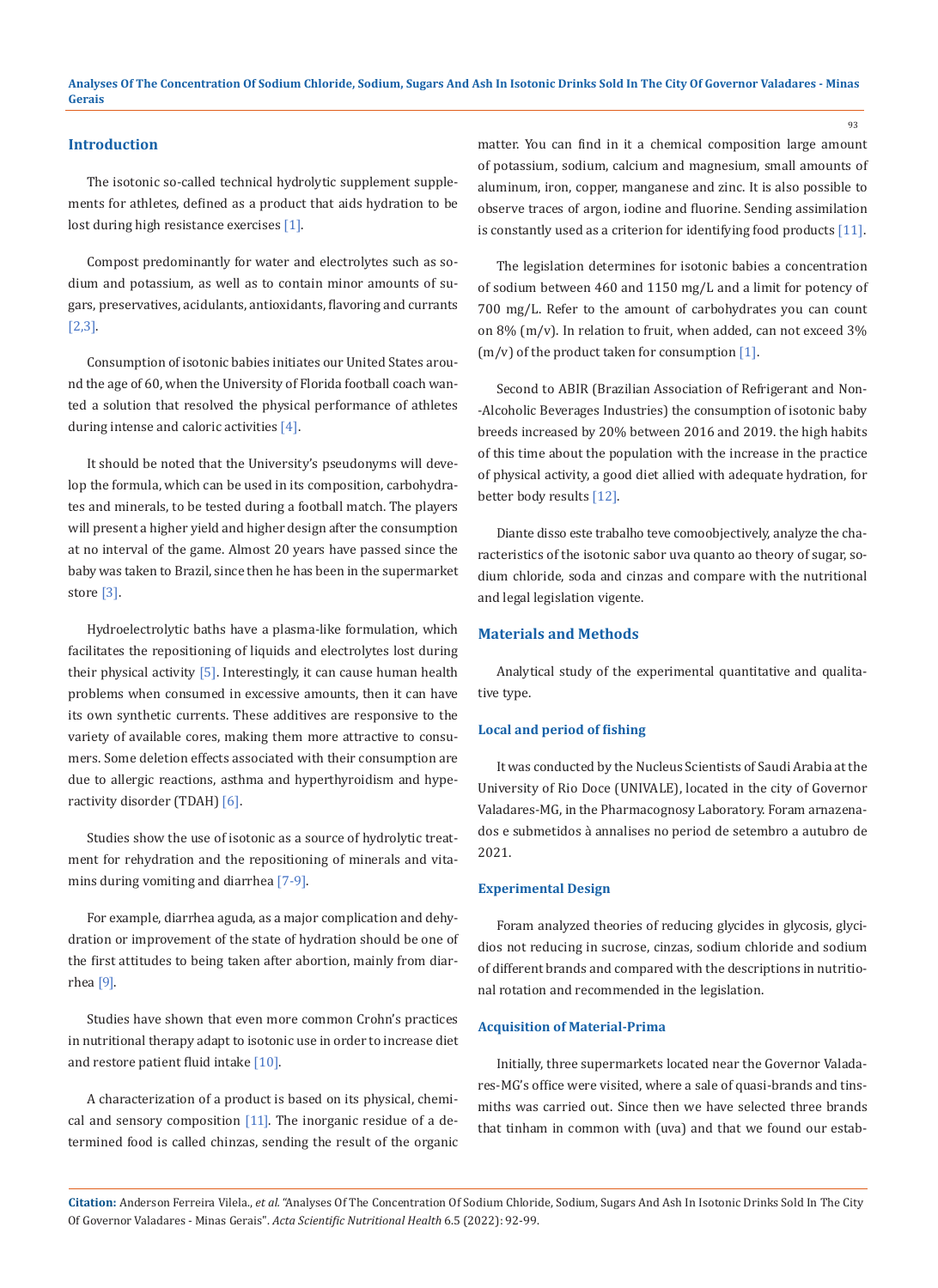## Introduction

The isotonic so-called technical hydrolytic supplement supplements for athletes, defined as a product that aids hydration to be lost during high resistance exercises [1].

Compost predominantly for water and electrolytes such as sodium and potassium, as well as to contain minor amounts of sugars, preservatives, acidulants, antioxidants, flavoring and currants [2,3].

Consumption of isotonic babies initiates our United States around the age of 60, when the University of Florida football coach wanted a solution that resolved the physical performance of athletes during intense and caloric activities [4].

It should be noted that the University's pseudonyms will develop the formula, which can be used in its composition, carbohydrates and minerals, to be tested during a football match. The players will present a higher yield and higher design after the consumption at no interval of the game. Almost 20 years have passed since the baby was taken to Brazil, since then he has been in the supermarket store [3].

Hydroelectrolytic baths have a plasma-like formulation, which facilitates the repositioning of liquids and electrolytes lost during their physical activity [5]. Interestingly, it can cause human health problems when consumed in excessive amounts, then it can have its own synthetic currents. These additives are responsive to the variety of available cores, making them more attractive to consumers. Some deletion effects associated with their consumption are due to allergic reactions, asthma and hyperthyroidism and hyperactivity disorder (TDAH) [6].

Studies show the use of isotonic as a source of hydrolytic treatment for rehydration and the repositioning of minerals and vitamins during vomiting and diarrhea [7-9].

For example, diarrhea aguda, as a major complication and dehydration or improvement of the state of hydration should be one of the first attitudes to being taken after abortion, mainly from diarrhea [9].

Studies have shown that even more common Crohn's practices in nutritional therapy adapt to isotonic use in order to increase diet and restore patient fluid intake [10].

A characterization of a product is based on its physical, chemical and sensory composition [11]. The inorganic residue of a determined food is called chinzas, sending the result of the organic matter. You can find in it a chemical composition large amount of potassium, sodium, calcium and magnesium, small amounts of aluminum, iron, copper, manganese and zinc. It is also possible to observe traces of argon, iodine and fluorine. Sending assimilation is constantly used as a criterion for identifying food products [11].

The legislation determines for isotonic babies a concentration of sodium between 460 and 1150 mg/L and a limit for potency of 700 mg/L. Refer to the amount of carbohydrates you can count on 8% (m/v). In relation to fruit, when added, can not exceed 3% (m/v) of the product taken for consumption [1].

Second to ABIR (Brazilian Association of Refrigerant and Non--Alcoholic Beverages Industries) the consumption of isotonic baby breeds increased by 20% between 2016 and 2019. the high habits of this time about the population with the increase in the practice of physical activity, a good diet allied with adequate hydration, for better body results [12].

Diante disso este trabalho teve comoobjectively, analyze the characteristics of the isotonic sabor uva quanto ao theory of sugar, sodium chloride, soda and cinzas and compare with the nutritional and legal legislation vigente.

## Materials and Methods

Analytical study of the experimental quantitative and qualitative type.

### Local and period of fishing

It was conducted by the Nucleus Scientists of Saudi Arabia at the University of Rio Doce (UNIVALE), located in the city of Governor Valadares-MG, in the Pharmacognosy Laboratory. Foram arnazenados e submetidos à annalises no period de setembro a autubro de 2021.

### Experimental Design

Foram analyzed theories of reducing glycides in glycosis, glycidios not reducing in sucrose, cinzas, sodium chloride and sodium of different brands and compared with the descriptions in nutritional rotation and recommended in the legislation.

### Acquisition of Material-Prima

Initially, three supermarkets located near the Governor Valadares-MG's office were visited, where a sale of quasi-brands and tinsmiths was carried out. Since then we have selected three brands that tinham in common with (uva) and that we found our estab-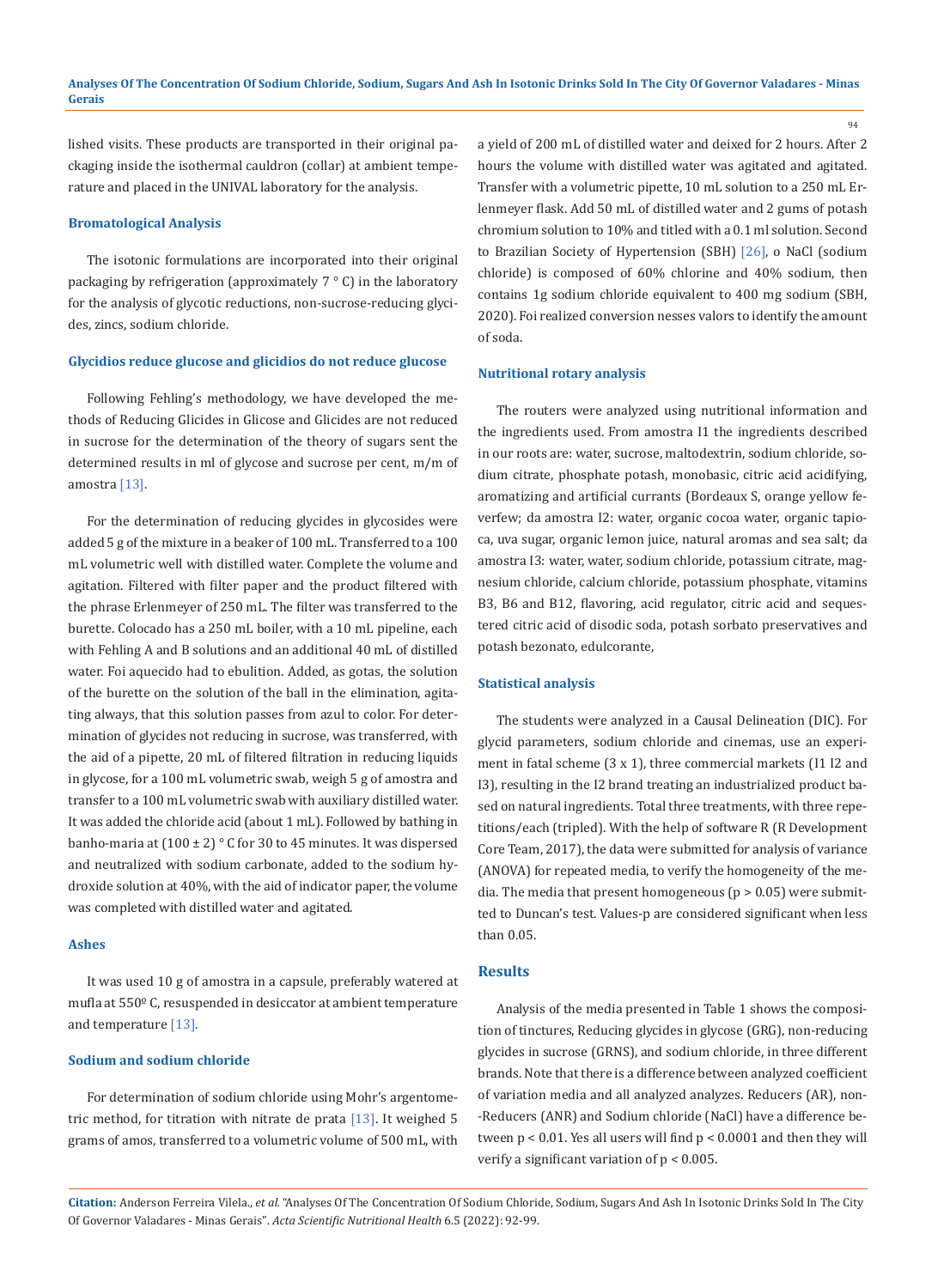lished visits. These products are transported in their original packaging inside the isothermal cauldron (collar) at ambient temperature and placed in the UNIVAL laboratory for the analysis.

### Bromatological Analysis

The isotonic formulations are incorporated into their original packaging by refrigeration (approximately 7 ° C) in the laboratory for the analysis of glycotic reductions, non-sucrose-reducing glycides, zincs, sodium chloride.

### Glycidios reduce glucose and glicidios do not reduce glucose

Following Fehling's methodology, we have developed the methods of Reducing Glicides in Glicose and Glicides are not reduced in sucrose for the determination of the theory of sugars sent the determined results in ml of glycose and sucrose per cent, m/m of amostra [13].

For the determination of reducing glycides in glycosides were added 5 g of the mixture in a beaker of 100 mL. Transferred to a 100 mL volumetric well with distilled water. Complete the volume and agitation. Filtered with filter paper and the product filtered with the phrase Erlenmeyer of 250 mL. The filter was transferred to the burette. Colocado has a 250 mL boiler, with a 10 mL pipeline, each with Fehling A and B solutions and an additional 40 mL of distilled water. Foi aquecido had to ebulition. Added, as gotas, the solution of the burette on the solution of the ball in the elimination, agitating always, that this solution passes from azul to color. For determination of glycides not reducing in sucrose, was transferred, with the aid of a pipette, 20 mL of filtered filtration in reducing liquids in glycose, for a 100 mL volumetric swab, weigh 5 g of amostra and transfer to a 100 mL volumetric swab with auxiliary distilled water. It was added the chloride acid (about 1 mL). Followed by bathing in banho-maria at (100 ± 2) ° C for 30 to 45 minutes. It was dispersed and neutralized with sodium carbonate, added to the sodium hydroxide solution at 40%, with the aid of indicator paper, the volume was completed with distilled water and agitated.

### Ashes

It was used 10 g of amostra in a capsule, preferably watered at mufla at 550º C, resuspended in desiccator at ambient temperature and temperature [13].

### Sodium and sodium chloride

For determination of sodium chloride using Mohr's argentometric method, for titration with nitrate de prata [13]. It weighed 5 grams of amos, transferred to a volumetric volume of 500 mL, with a yield of 200 mL of distilled water and deixed for 2 hours. After 2 hours the volume with distilled water was agitated and agitated. Transfer with a volumetric pipette, 10 mL solution to a 250 mL Erlenmeyer flask. Add 50 mL of distilled water and 2 gums of potash chromium solution to 10% and titled with a 0.1 ml solution. Second to Brazilian Society of Hypertension (SBH) [26], o NaCl (sodium chloride) is composed of 60% chlorine and 40% sodium, then contains 1g sodium chloride equivalent to 400 mg sodium (SBH, 2020). Foi realized conversion nesses valors to identify the amount of soda.

### Nutritional rotary analysis

The routers were analyzed using nutritional information and the ingredients used. From amostra I1 the ingredients described in our roots are: water, sucrose, maltodextrin, sodium chloride, sodium citrate, phosphate potash, monobasic, citric acid acidifying, aromatizing and artificial currants (Bordeaux S, orange yellow feverfew; da amostra I2: water, organic cocoa water, organic tapioca, uva sugar, organic lemon juice, natural aromas and sea salt; da amostra I3: water, water, sodium chloride, potassium citrate, magnesium chloride, calcium chloride, potassium phosphate, vitamins B3, B6 and B12, flavoring, acid regulator, citric acid and sequestered citric acid of disodic soda, potash sorbato preservatives and potash bezonato, edulcorante,

### Statistical analysis

The students were analyzed in a Causal Delineation (DIC). For glycid parameters, sodium chloride and cinemas, use an experiment in fatal scheme (3 x 1), three commercial markets (I1 I2 and I3), resulting in the I2 brand treating an industrialized product based on natural ingredients. Total three treatments, with three repetitions/each (tripled). With the help of software R (R Development Core Team, 2017), the data were submitted for analysis of variance (ANOVA) for repeated media, to verify the homogeneity of the media. The media that present homogeneous ($p > 0.05$) were submitted to Duncan's test. Values-p are considered significant when less than 0.05.

## Results

Analysis of the media presented in Table 1 shows the composition of tinctures, Reducing glycides in glycose (GRG), non-reducing glycides in sucrose (GRNS), and sodium chloride, in three different brands. Note that there is a difference between analyzed coefficient of variation media and all analyzed analyzes. Reducers (AR), non-Reducers (ANR) and Sodium chloride (NaCl) have a difference between $p < 0.01$. Yes all users will find $p < 0.0001$ and then they will verify a significant variation of $p < 0.005$.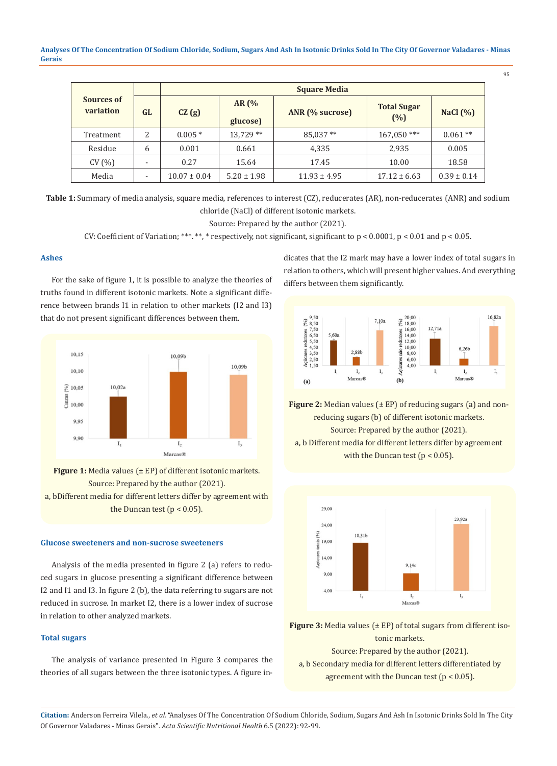| Sources of variation | GL | Square Media | | | | |
|---|---|---|---|---|---|---|
| | | CZ (g) | AR (% glucose) | ANR (% sucrose) | Total Sugar (%) | NaCl (%) |
| Treatment | 2 | 0.005 * | 13,729 ** | 85,037 ** | 167,050 *** | 0.061 ** |
| Residue | 6 | 0.001 | 0.661 | 4,335 | 2,935 | 0.005 |
| CV (%) | - | 0.27 | 15.64 | 17.45 | 10.00 | 18.58 |
| Media | - | 10.07 ± 0.04 | 5.20 ± 1.98 | 11.93 ± 4.95 | 17.12 ± 6.63 | 0.39 ± 0.14 |

**Table 1:** Summary of media analysis, square media, references to interest (CZ), reducerates (AR), non-reducerates (ANR) and sodium chloride (NaCl) of different isotonic markets.

Source: Prepared by the author (2021).

CV: Coefficient of Variation; ***. **, * respectively, not significant, significant to $p < 0.0001$, $p < 0.01$ and $p < 0.05$.

### Ashes

For the sake of figure 1, it is possible to analyze the theories of truths found in different isotonic markets. Note a significant difference between brands I1 in relation to other markets (I2 and I3) that do not present significant differences between them.

**Figure 1:** Media values (± EP) of different isotonic markets.

Source: Prepared by the author (2021).

a, bDifferent media for different letters differ by agreement with the Duncan test ($p < 0.05$).

### Glucose sweeteners and non-sucrose sweeteners

Analysis of the media presented in figure 2 (a) refers to reduced sugars in glucose presenting a significant difference between I2 and I1 and I3. In figure 2 (b), the data referring to sugars are not reduced in sucrose. In market I2, there is a lower index of sucrose in relation to other analyzed markets.

### Total sugars

The analysis of variance presented in Figure 3 compares the theories of all sugars between the three isotonic types. A figure indicates that the I2 mark may have a lower index of total sugars in relation to others, which will present higher values. And everything differs between them significantly.

**Figure 2:** Median values (± EP) of reducing sugars (a) and non-reducing sugars (b) of different isotonic markets.

Source: Prepared by the author (2021).

a, b Different media for different letters differ by agreement with the Duncan test ($p < 0.05$).

**Figure 3:** Media values (± EP) of total sugars from different isotonic markets.

Source: Prepared by the author (2021).

a, b Secondary media for different letters differentiated by agreement with the Duncan test ($p < 0.05$).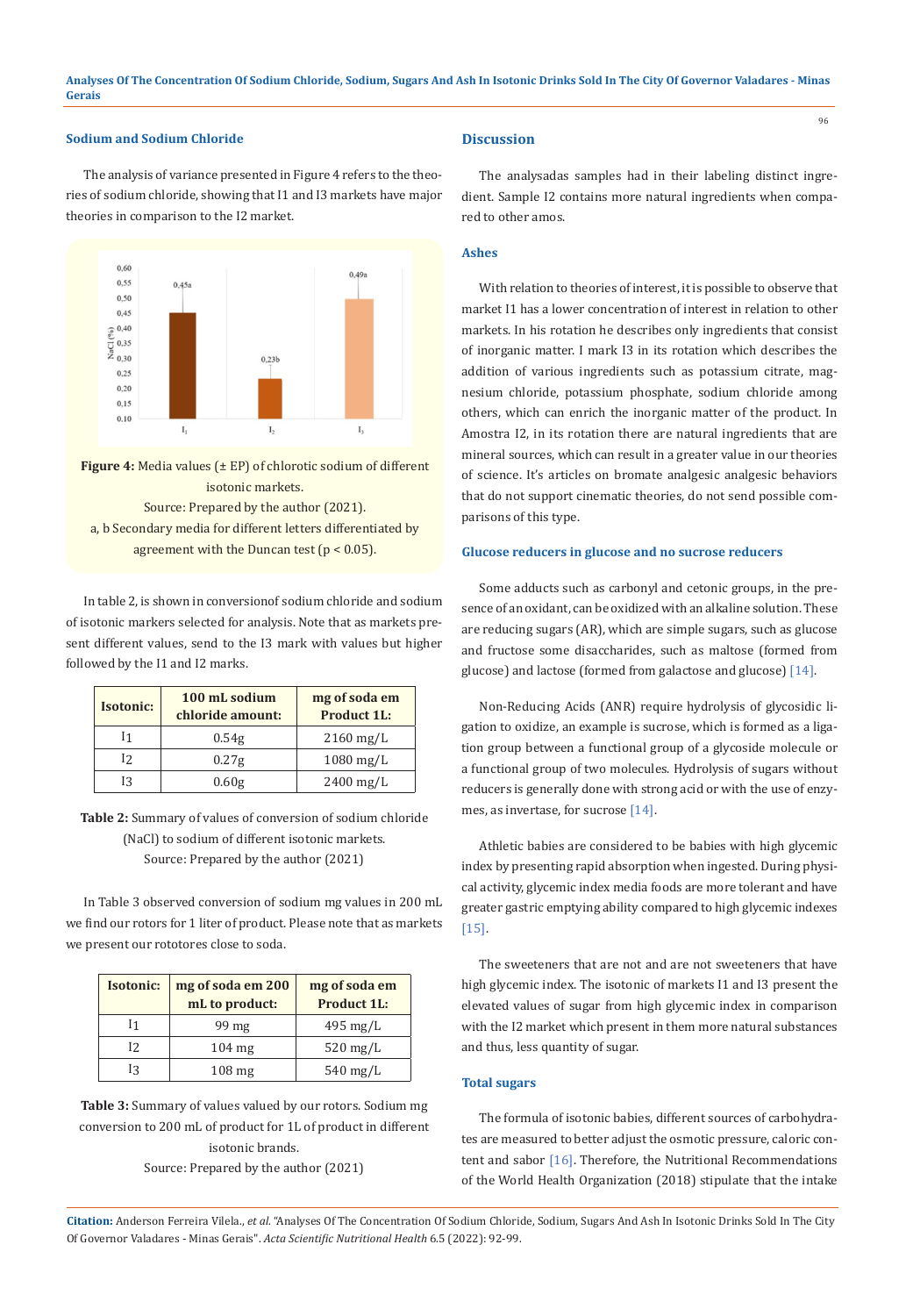### Sodium and Sodium Chloride

The analysis of variance presented in Figure 4 refers to the theories of sodium chloride, showing that I1 and I3 markets have major theories in comparison to the I2 market.

**Figure 4:** Media values (± EP) of chlorotic sodium of different isotonic markets.
Source: Prepared by the author (2021).
a, b Secondary media for different letters differentiated by agreement with the Duncan test ($p < 0.05$).

In table 2, is shown in conversionof sodium chloride and sodium of isotonic markers selected for analysis. Note that as markets present different values, send to the I3 mark with values but higher followed by the I1 and I2 marks.

| Isotonic: | 100 mL sodium chloride amount: | mg of soda em Product 1L: |
|---|---|---|
| I1 | 0.54g | 2160 mg/L |
| I2 | 0.27g | 1080 mg/L |
| I3 | 0.60g | 2400 mg/L |

**Table 2:** Summary of values of conversion of sodium chloride (NaCl) to sodium of different isotonic markets.
Source: Prepared by the author (2021)

In Table 3 observed conversion of sodium mg values in 200 mL we find our rotors for 1 liter of product. Please note that as markets we present our rototores close to soda.

| Isotonic: | mg of soda em 200 mL to product: | mg of soda em Product 1L: |
|---|---|---|
| I1 | 99 mg | 495 mg/L |
| I2 | 104 mg | 520 mg/L |
| I3 | 108 mg | 540 mg/L |

**Table 3:** Summary of values valued by our rotors. Sodium mg conversion to 200 mL of product for 1L of product in different isotonic brands.
Source: Prepared by the author (2021)

## Discussion

The analysadas samples had in their labeling distinct ingredient. Sample I2 contains more natural ingredients when compared to other amos.

### Ashes

With relation to theories of interest, it is possible to observe that market I1 has a lower concentration of interest in relation to other markets. In his rotation he describes only ingredients that consist of inorganic matter. I mark I3 in its rotation which describes the addition of various ingredients such as potassium citrate, magnesium chloride, potassium phosphate, sodium chloride among others, which can enrich the inorganic matter of the product. In Amostra I2, in its rotation there are natural ingredients that are mineral sources, which can result in a greater value in our theories of science. It's articles on bromate analgesic analgesic behaviors that do not support cinematic theories, do not send possible comparisons of this type.

### Glucose reducers in glucose and no sucrose reducers

Some adducts such as carbonyl and cetonic groups, in the presence of an oxidant, can be oxidized with an alkaline solution. These are reducing sugars (AR), which are simple sugars, such as glucose and fructose some disaccharides, such as maltose (formed from glucose) and lactose (formed from galactose and glucose) [14].

Non-Reducing Acids (ANR) require hydrolysis of glycosidic ligation to oxidize, an example is sucrose, which is formed as a ligation group between a functional group of a glycoside molecule or a functional group of two molecules. Hydrolysis of sugars without reducers is generally done with strong acid or with the use of enzymes, as invertase, for sucrose [14].

Athletic babies are considered to be babies with high glycemic index by presenting rapid absorption when ingested. During physical activity, glycemic index media foods are more tolerant and have greater gastric emptying ability compared to high glycemic indexes [15].

The sweeteners that are not and are not sweeteners that have high glycemic index. The isotonic of markets I1 and I3 present the elevated values of sugar from high glycemic index in comparison with the I2 market which present in them more natural substances and thus, less quantity of sugar.

### Total sugars

The formula of isotonic babies, different sources of carbohydrates are measured to better adjust the osmotic pressure, caloric content and sabor [16]. Therefore, the Nutritional Recommendations of the World Health Organization (2018) stipulate that the intake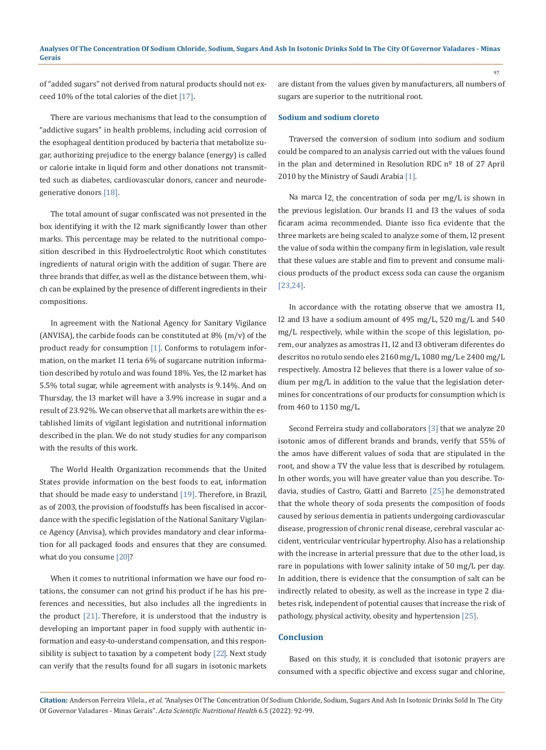of "added sugars" not derived from natural products should not exceed 10% of the total calories of the diet [17].

There are various mechanisms that lead to the consumption of "addictive sugars" in health problems, including acid corrosion of the esophageal dentition produced by bacteria that metabolize sugar, authorizing prejudice to the energy balance (energy) is called or calorie intake in liquid form and other donations not transmitted such as diabetes, cardiovascular donors, cancer and neurodegenerative donors [18].

The total amount of sugar confiscated was not presented in the box identifying it with the I2 mark significantly lower than other marks. This percentage may be related to the nutritional composition described in this Hydroelectrolytic Root which constitutes ingredients of natural origin with the addition of sugar. There are three brands that differ, as well as the distance between them, which can be explained by the presence of different ingredients in their compositions.

In agreement with the National Agency for Sanitary Vigilance (ANVISA), the carbide foods can be constituted at 8% (m/v) of the product ready for consumption [1]. Conforms to rotulagem information, on the market I1 teria 6% of sugarcane nutrition information described by rotulo and was found 18%. Yes, the I2 market has 5.5% total sugar, while agreement with analysts is 9.14%. And on Thursday, the I3 market will have a 3.9% increase in sugar and a result of 23.92%. We can observe that all markets are within the established limits of vigilant legislation and nutritional information described in the plan. We do not study studies for any comparison with the results of this work.

The World Health Organization recommends that the United States provide information on the best foods to eat, information that should be made easy to understand [19]. Therefore, in Brazil, as of 2003, the provision of foodstuffs has been fiscalised in accordance with the specific legislation of the National Sanitary Vigilance Agency (Anvisa), which provides mandatory and clear information for all packaged foods and ensures that they are consumed. what do you consume [20]?

When it comes to nutritional information we have our food rotations, the consumer can not grind his product if he has his preferences and necessities, but also includes all the ingredients in the product [21]. Therefore, it is understood that the industry is developing an important paper in food supply with authentic information and easy-to-understand compensation, and this responsibility is subject to taxation by a competent body [22]. Next study can verify that the results found for all sugars in isotonic markets are distant from the values given by manufacturers, all numbers of sugars are superior to the nutritional root.

### Sodium and sodium cloreto

Traversed the conversion of sodium into sodium and sodium could be compared to an analysis carried out with the values found in the plan and determined in Resolution RDC nº 18 of 27 April 2010 by the Ministry of Saudi Arabia [1].

Na marca I2, the concentration of soda per mg/L is shown in the previous legislation. Our brands I1 and I3 the values of soda ficaram acima recommended. Diante isso fica evidente that the three markets are being scaled to analyze some of them, I2 present the value of soda within the company firm in legislation, vale result that these values are stable and fim to prevent and consume malicious products of the product excess soda can cause the organism [23,24].

In accordance with the rotating observe that we amostra I1, I2 and I3 have a sodium amount of 495 mg/L, 520 mg/L and 540 mg/L respectively, while within the scope of this legislation, porem, our analyzes as amostras I1, I2 and I3 obtiveram diferentes do descritos no rotulo sendo eles 2160 mg/L, 1080 mg/L e 2400 mg/L respectively. Amostra I2 believes that there is a lower value of sodium per mg/L in addition to the value that the legislation determines for concentrations of our products for consumption which is from 460 to 1150 mg/L.

Second Ferreira study and collaborators [3] that we analyze 20 isotonic amos of different brands and brands, verify that 55% of the amos have different values of soda that are stipulated in the root, and show a TV the value less that is described by rotulagem. In other words, you will have greater value than you describe. Todavia, studies of Castro, Giatti and Barreto [25] he demonstrated that the whole theory of soda presents the composition of foods caused by serious dementia in patients undergoing cardiovascular disease, progression of chronic renal disease, cerebral vascular accident, ventricular ventricular hypertrophy. Also has a relationship with the increase in arterial pressure that due to the other load, is rare in populations with lower salinity intake of 50 mg/L per day. In addition, there is evidence that the consumption of salt can be indirectly related to obesity, as well as the increase in type 2 diabetes risk, independent of potential causes that increase the risk of pathology, physical activity, obesity and hypertension [25].

### Conclusion

Based on this study, it is concluded that isotonic prayers are consumed with a specific objective and excess sugar and chlorine,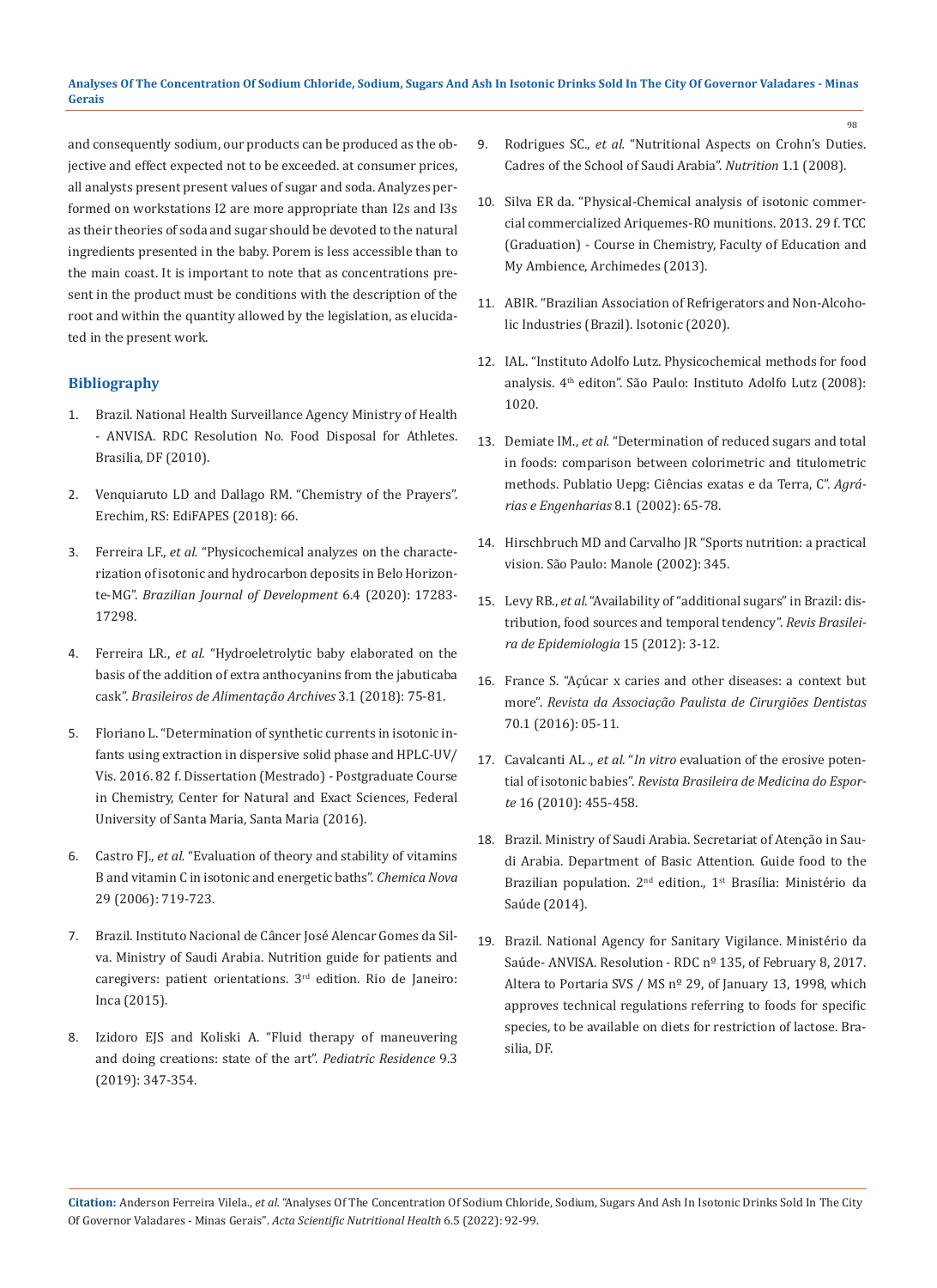and consequently sodium, our products can be produced as the objective and effect expected not to be exceeded. at consumer prices, all analysts present present values of sugar and soda. Analyzes performed on workstations I2 are more appropriate than I2s and I3s as their theories of soda and sugar should be devoted to the natural ingredients presented in the baby. Porem is less accessible than to the main coast. It is important to note that as concentrations present in the product must be conditions with the description of the root and within the quantity allowed by the legislation, as elucidated in the present work.

## Bibliography

1. Brazil. National Health Surveillance Agency Ministry of Health - ANVISA. RDC Resolution No. Food Disposal for Athletes. Brasilia, DF (2010).
2. Venquiaruto LD and Dallago RM. "Chemistry of the Prayers". Erechim, RS: EdiFAPES (2018): 66.
3. Ferreira LF., *et al.* "Physicochemical analyzes on the characterization of isotonic and hydrocarbon deposits in Belo Horizonte-MG". *Brazilian Journal of Development* 6.4 (2020): 17283-17298.
4. Ferreira LR., *et al.* "Hydroeletrolytic baby elaborated on the basis of the addition of extra anthocyanins from the jabuticaba cask". *Brasileiros de Alimentação Archives* 3.1 (2018): 75-81.
5. Floriano L. "Determination of synthetic currents in isotonic infants using extraction in dispersive solid phase and HPLC-UV/Vis. 2016. 82 f. Dissertation (Mestrado) - Postgraduate Course in Chemistry, Center for Natural and Exact Sciences, Federal University of Santa Maria, Santa Maria (2016).
6. Castro FJ., *et al.* "Evaluation of theory and stability of vitamins B and vitamin C in isotonic and energetic baths". *Chemica Nova* 29 (2006): 719-723.
7. Brazil. Instituto Nacional de Câncer José Alencar Gomes da Silva. Ministry of Saudi Arabia. Nutrition guide for patients and caregivers: patient orientations. 3rd edition. Rio de Janeiro: Inca (2015).
8. Izidoro EJS and Koliski A. "Fluid therapy of maneuvering and doing creations: state of the art". *Pediatric Residence* 9.3 (2019): 347-354.
9. Rodrigues SC., *et al.* "Nutritional Aspects on Crohn's Duties. Cadres of the School of Saudi Arabia". *Nutrition* 1.1 (2008).
10. Silva ER da. "Physical-Chemical analysis of isotonic commercial commercialized Ariquemes-RO munitions. 2013. 29 f. TCC (Graduation) - Course in Chemistry, Faculty of Education and My Ambience, Archimedes (2013).
11. ABIR. "Brazilian Association of Refrigerators and Non-Alcoholic Industries (Brazil). Isotonic (2020).
12. IAL. "Instituto Adolfo Lutz. Physicochemical methods for food analysis. 4th editon". São Paulo: Instituto Adolfo Lutz (2008): 1020.
13. Demiate IM., *et al.* "Determination of reduced sugars and total in foods: comparison between colorimetric and titulometric methods. Publatio Uepg: Ciências exatas e da Terra, C". *Agrárias e Engenharias* 8.1 (2002): 65-78.
14. Hirschbruch MD and Carvalho JR "Sports nutrition: a practical vision. São Paulo: Manole (2002): 345.
15. Levy RB., *et al.* "Availability of "additional sugars" in Brazil: distribution, food sources and temporal tendency". *Revis Brasileira de Epidemiologia* 15 (2012): 3-12.
16. France S. "Açúcar x caries and other diseases: a context but more". *Revista da Associação Paulista de Cirurgiões Dentistas* 70.1 (2016): 05-11.
17. Cavalcanti AL ., *et al.* "*In vitro* evaluation of the erosive potential of isotonic babies". *Revista Brasileira de Medicina do Esporte* 16 (2010): 455-458.
18. Brazil. Ministry of Saudi Arabia. Secretariat of Atenção in Saudi Arabia. Department of Basic Attention. Guide food to the Brazilian population. 2nd edition., 1st Brasília: Ministério da Saúde (2014).
19. Brazil. National Agency for Sanitary Vigilance. Ministério da Saúde- ANVISA. Resolution - RDC nº 135, of February 8, 2017. Altera to Portaria SVS / MS nº 29, of January 13, 1998, which approves technical regulations referring to foods for specific species, to be available on diets for restriction of lactose. Brasilia, DF.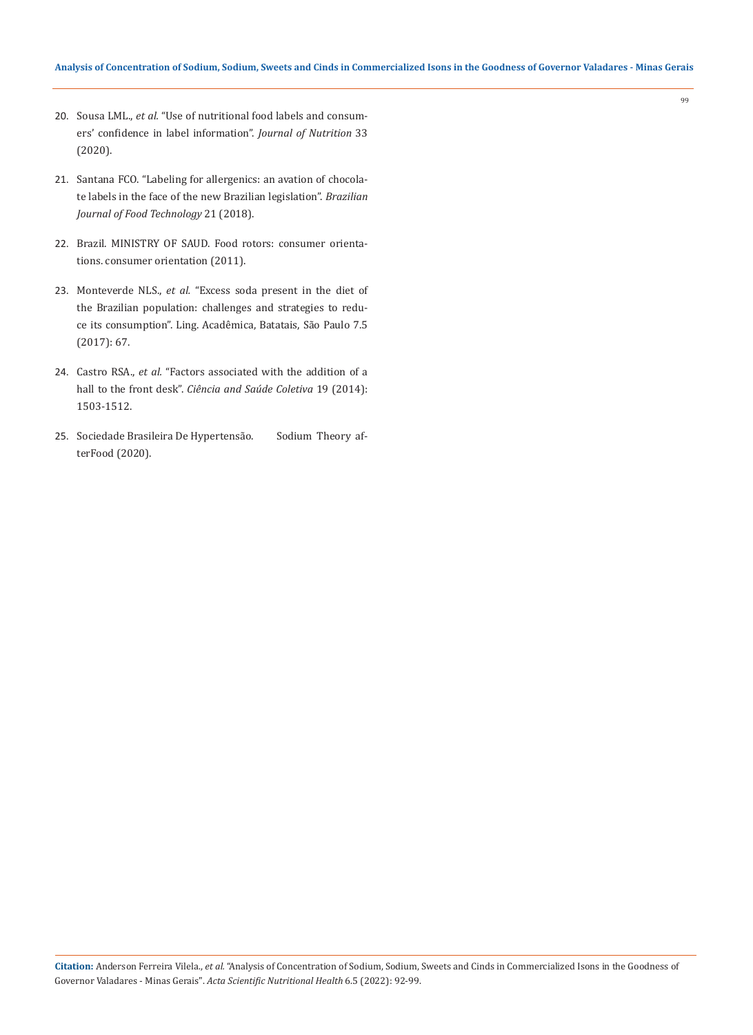20. Sousa LML., *et al.* "Use of nutritional food labels and consumers' confidence in label information". *Journal of Nutrition* 33 (2020).

21. Santana FCO. "Labeling for allergenics: an avation of chocolate labels in the face of the new Brazilian legislation". *Brazilian Journal of Food Technology* 21 (2018).

22. Brazil. MINISTRY OF SAUD. Food rotors: consumer orientations. consumer orientation (2011).

23. Monteverde NLS., *et al.* "Excess soda present in the diet of the Brazilian population: challenges and strategies to reduce its consumption". Ling. Acadêmica, Batatais, São Paulo 7.5 (2017): 67.

24. Castro RSA., *et al.* "Factors associated with the addition of a hall to the front desk". *Ciência and Saúde Coletiva* 19 (2014): 1503-1512.

25. Sociedade Brasileira De Hipertensão. Sodium Theory afterFood (2020).

**Citation:** Anderson Ferreira Vilela., *et al.* "Analysis of Concentration of Sodium, Sodium, Sweets and Cinds in Commercialized Isons in the Goodness of Governor Valadares - Minas Gerais". *Acta Scientific Nutritional Health* 6.5 (2022): 92-99.